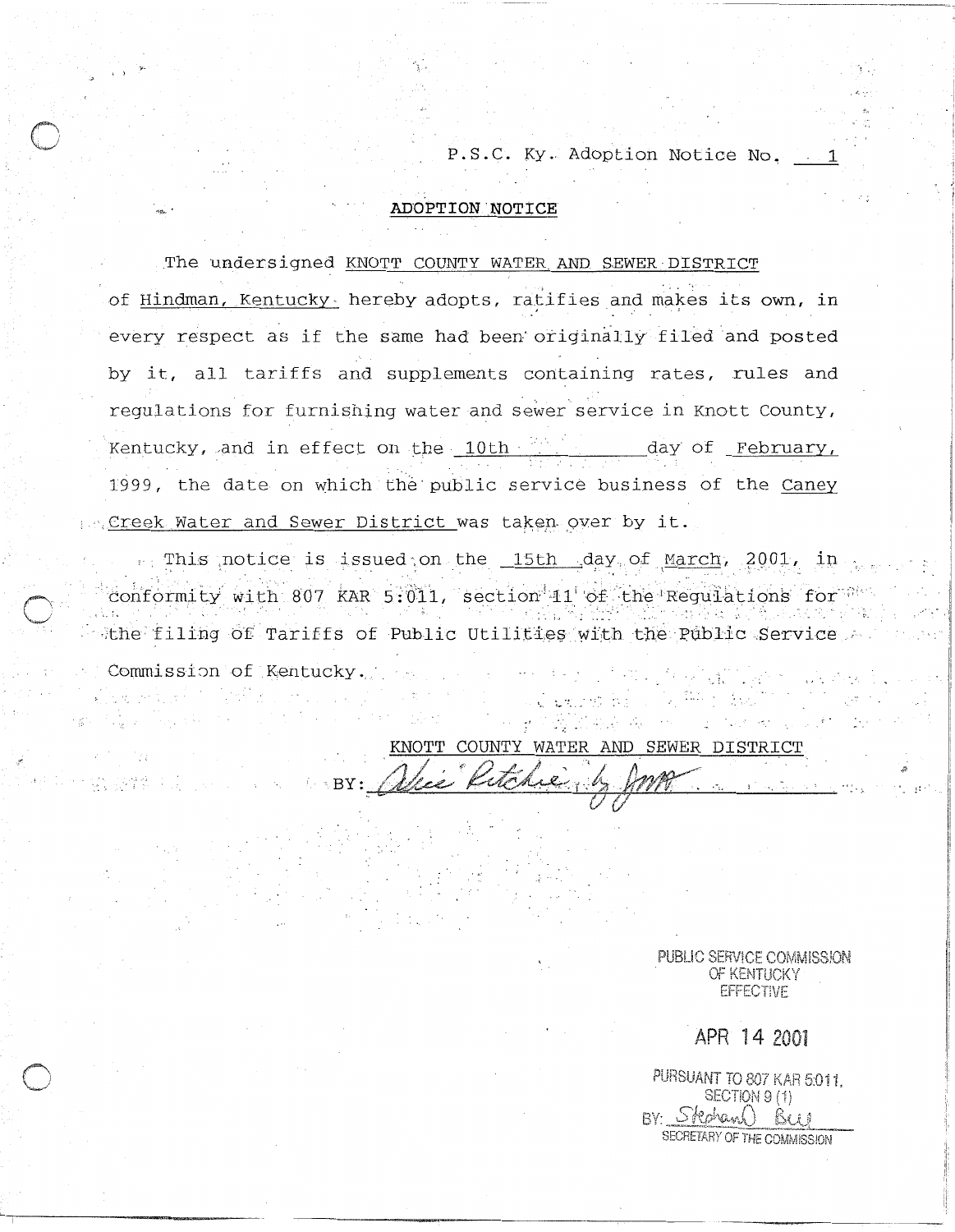P.S.C. Ky. Adoption Notice No. 1

## ADOPTION NOTICE

The undersigned KNOTT COUNTY WATER AND SEWER DISTRICT of Hindman, Kentucky hereby adopts, ratifies and makes its own, in every respect as if the same had been originally filed and posted by it, all tariffs and supplements containing rates, rules and regulations for furnishing water and sewer service in Knott County, Kentucky, and in effect on the 10th day of February, 1999, the date on which the public service business of the Caney Creek Water and Sewer District was taken over by it.

This notice is issued on the 15th day of March, 2001, in conformity with 807 KAR 5:011, section 11 of the Regulations for the filing of Tariffs of Public Utilities with the Public Service Commission of Kentucky.

KNOTT COUNTY WATER AND SEWER DISTRICT

BY: Alice Ritchie by JMR

PUBLIC SERVICE COMMISSION
OF KENTUCKY
EFFECTIVE

APR 14 2001

PURSUANT TO 807 KAR 5:011,
SECTION 9 (1)
BY: Stephan Bell
SECRETARY OF THE COMMISSION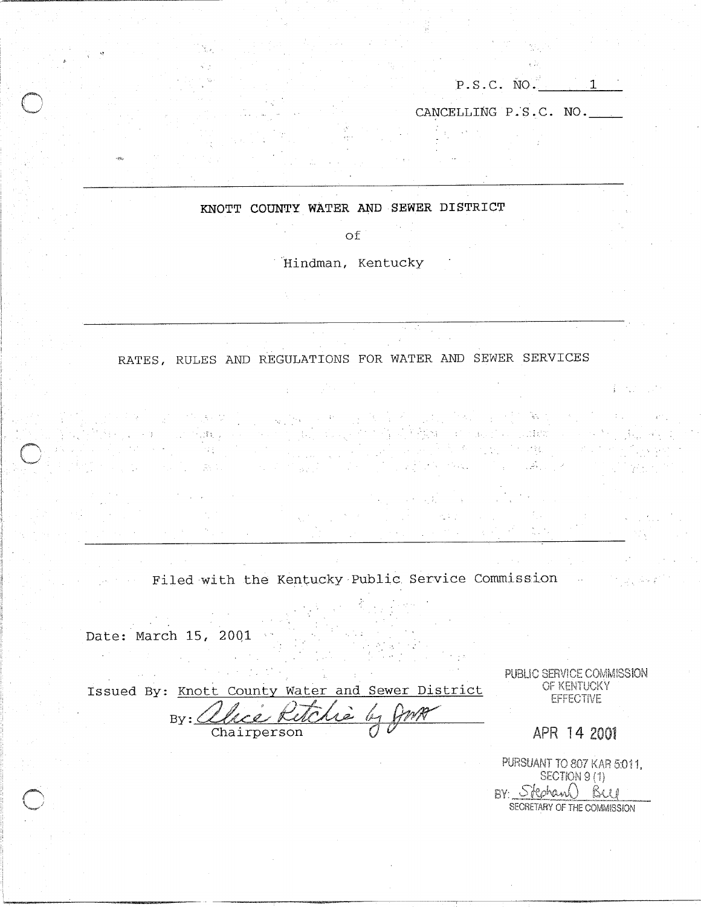P.S.C. NO. 1

CANCELLING P.S.C. NO. \_\_\_\_

---

KNOTT COUNTY WATER AND SEWER DISTRICT

of

Hindman, Kentucky

---

RATES, RULES AND REGULATIONS FOR WATER AND SEWER SERVICES

---

Filed with the Kentucky Public Service Commission

Date: March 15, 2001

Issued By: Knott County Water and Sewer District

By: Alice Ritchie by JMH
Chairperson

PUBLIC SERVICE COMMISSION OF KENTUCKY EFFECTIVE

APR 14 2001

PURSUANT TO 807 KAR 5:011, SECTION 9 (1)

BY: Stephanie Bell
SECRETARY OF THE COMMISSION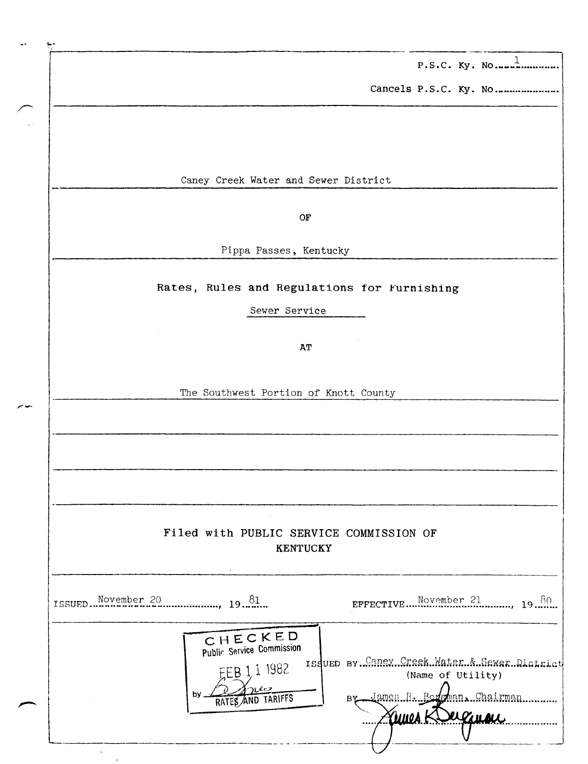P.S.C. Ky. No. 1

Cancels P.S.C. Ky. No. ..................

Caney Creek Water and Sewer District

OF

Pippa Passes, Kentucky

**Rates, Rules and Regulations for Furnishing**

Sewer Service

AT

The Southwest Portion of Knott County

**Filed with PUBLIC SERVICE COMMISSION OF KENTUCKY**

ISSUED November 20, 1981 EFFECTIVE November 21, 1980

CHECKED
Public Service Commission
FEB 11 1982
by [signature]
RATES AND TARIFFS

ISSUED BY Caney Creek Water & Sewer District
(Name of Utility)

BY James R. Bergman, Chairman

[signature]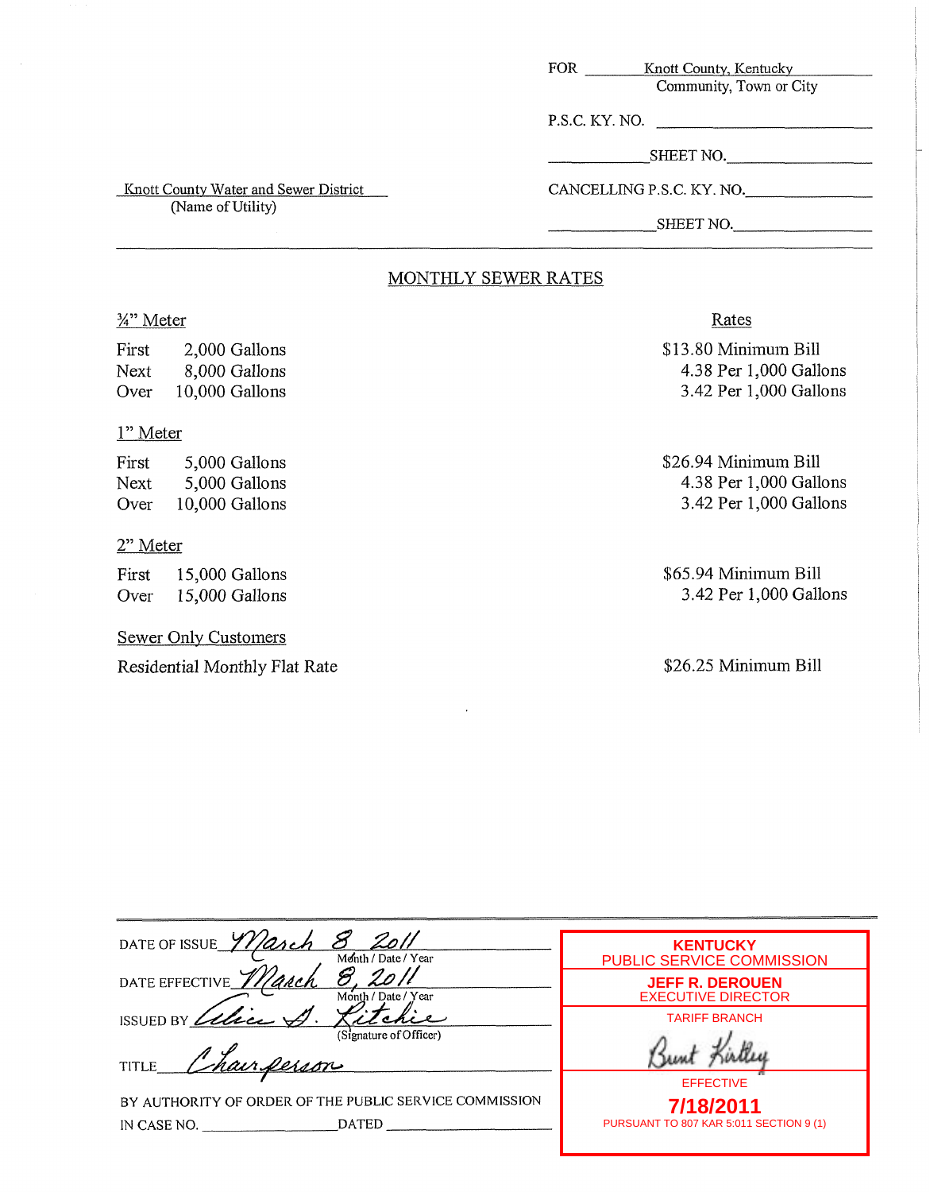FOR Knott County, Kentucky
Community, Town or City

P.S.C. KY. NO. ______________

______ SHEET NO. ______________

CANCELLING P.S.C. KY. NO. ______________

______ SHEET NO. ______________

Knott County Water and Sewer District
(Name of Utility)

## MONTHLY SEWER RATES

| ¾" Meter | | Rates |
|---|---|---|
| First | 2,000 Gallons | $13.80 Minimum Bill |
| Next | 8,000 Gallons | 4.38 Per 1,000 Gallons |
| Over | 10,000 Gallons | 3.42 Per 1,000 Gallons |

| 1" Meter | | |
|---|---|---|
| First | 5,000 Gallons | $26.94 Minimum Bill |
| Next | 5,000 Gallons | 4.38 Per 1,000 Gallons |
| Over | 10,000 Gallons | 3.42 Per 1,000 Gallons |

| 2" Meter | | |
|---|---|---|
| First | 15,000 Gallons | $65.94 Minimum Bill |
| Over | 15,000 Gallons | 3.42 Per 1,000 Gallons |

Sewer Only Customers

Residential Monthly Flat Rate — $26.25 Minimum Bill

DATE OF ISSUE March 8 2011
Month / Date / Year

DATE EFFECTIVE March 8, 2011
Month / Date / Year

ISSUED BY Alice S. Ritchie
(Signature of Officer)

TITLE Chairperson

BY AUTHORITY OF ORDER OF THE PUBLIC SERVICE COMMISSION
IN CASE NO. ______________ DATED ______________

KENTUCKY
PUBLIC SERVICE COMMISSION
JEFF R. DEROUEN
EXECUTIVE DIRECTOR
TARIFF BRANCH
Bunt Kirtley
EFFECTIVE
7/18/2011
PURSUANT TO 807 KAR 5:011 SECTION 9 (1)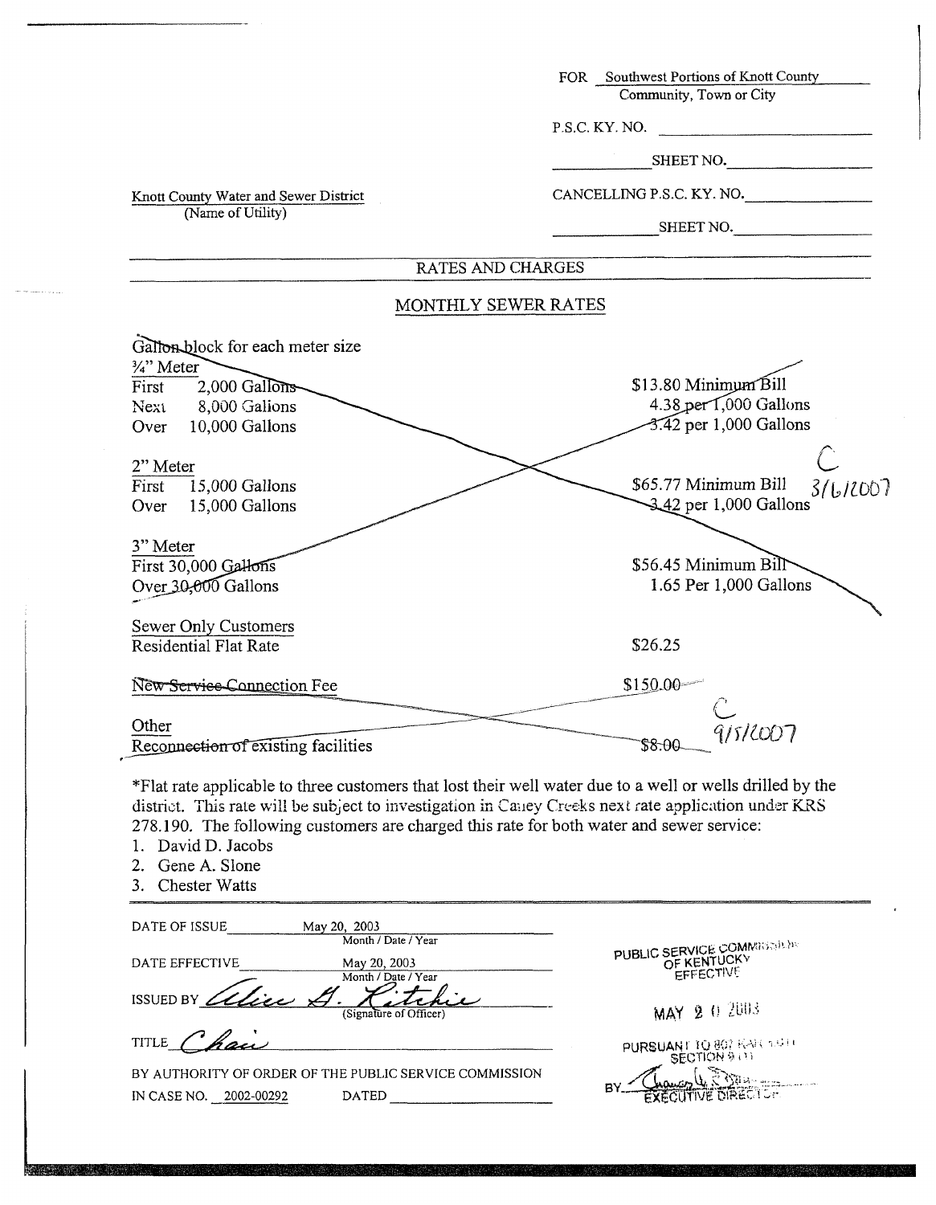FOR Southwest Portions of Knott County
Community, Town or City

P.S.C. KY. NO. ____________

____________ SHEET NO. ____________

Knott County Water and Sewer District
(Name of Utility)

CANCELLING P.S.C. KY. NO. ____________

____________ SHEET NO. ____________

## RATES AND CHARGES

## MONTHLY SEWER RATES

| Gallon block for each meter size | |
|---|---|
| ¾" Meter | |
| First 2,000 Gallons | $13.80 Minimum Bill |
| Next 8,000 Gallons | 4.38 per 1,000 Gallons |
| Over 10,000 Gallons | 3.42 per 1,000 Gallons |
| 2" Meter | |
| First 15,000 Gallons | $65.77 Minimum Bill |
| Over 15,000 Gallons | 3.42 per 1,000 Gallons |
| 3" Meter | |
| First 30,000 Gallons | $56.45 Minimum Bill |
| Over 30,000 Gallons | 1.65 Per 1,000 Gallons |

C 3/6/2007

| Sewer Only Customers | |
|---|---|
| Residential Flat Rate | $26.25 |

| | |
|---|---|
| New Service Connection Fee | $150.00 |
| Other | |
| Reconnection of existing facilities | $8.00 |

C 9/5/2007

*Flat rate applicable to three customers that lost their well water due to a well or wells drilled by the district. This rate will be subject to investigation in Caney Creeks next rate application under KRS 278.190. The following customers are charged this rate for both water and sewer service:

1. David D. Jacobs
2. Gene A. Slone
3. Chester Watts

DATE OF ISSUE May 20, 2003
Month / Date / Year

DATE EFFECTIVE May 20, 2003
Month / Date / Year

ISSUED BY *Alice G. Ritchie*
(Signature of Officer)

TITLE *Chair*

BY AUTHORITY OF ORDER OF THE PUBLIC SERVICE COMMISSION
IN CASE NO. 2002-00292 DATED ____________

PUBLIC SERVICE COMMISSION OF KENTUCKY
EFFECTIVE
MAY 20 2003
PURSUANT TO 807 KAR 5:011
SECTION 9 (1)
BY ____________
EXECUTIVE DIRECTOR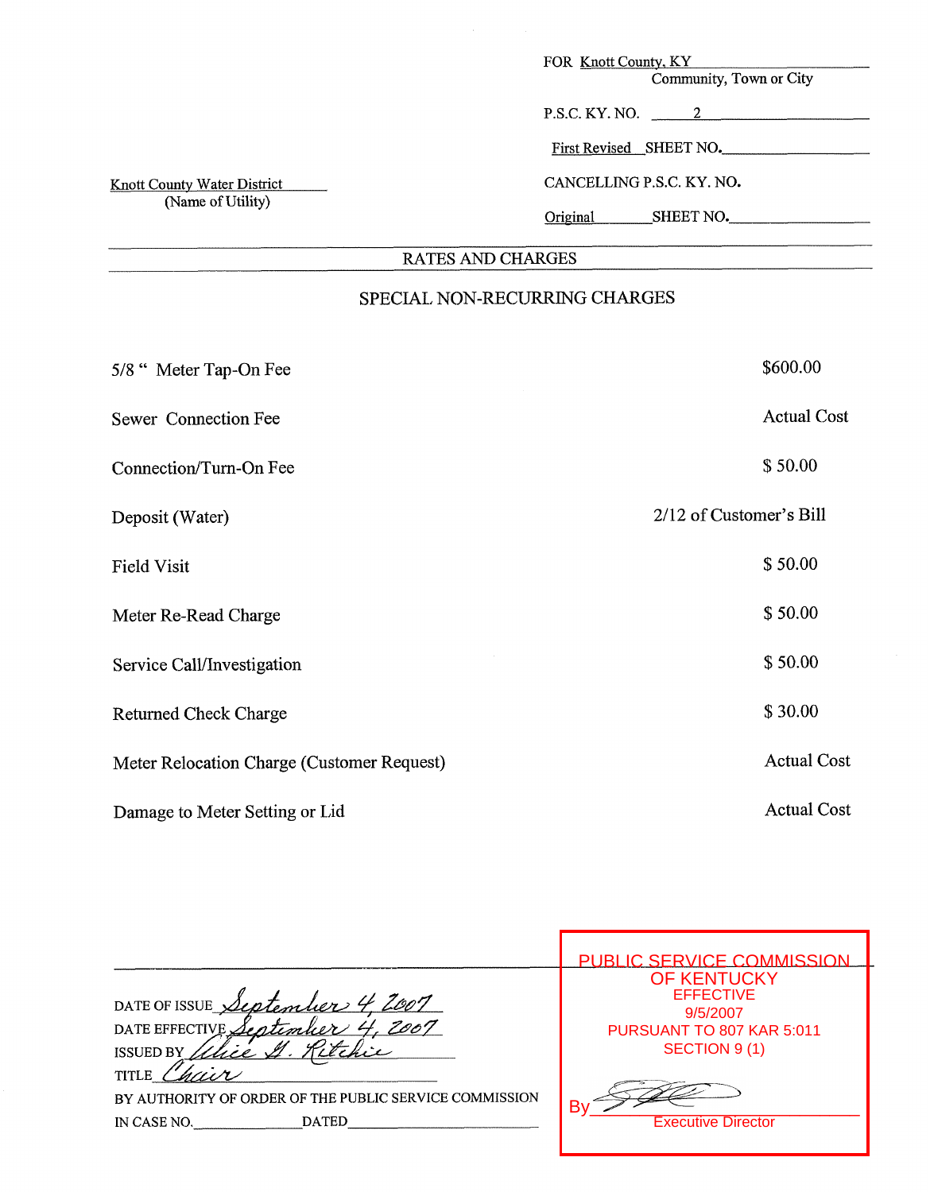FOR Knott County, KY
Community, Town or City

P.S.C. KY. NO. 2

First Revised SHEET NO.

CANCELLING P.S.C. KY. NO.

Original SHEET NO.

Knott County Water District
(Name of Utility)

## RATES AND CHARGES

### SPECIAL NON-RECURRING CHARGES

| | |
|---|---|
| 5/8 " Meter Tap-On Fee | $600.00 |
| Sewer Connection Fee | Actual Cost |
| Connection/Turn-On Fee | $ 50.00 |
| Deposit (Water) | 2/12 of Customer's Bill |
| Field Visit | $ 50.00 |
| Meter Re-Read Charge | $ 50.00 |
| Service Call/Investigation | $ 50.00 |
| Returned Check Charge | $ 30.00 |
| Meter Relocation Charge (Customer Request) | Actual Cost |
| Damage to Meter Setting or Lid | Actual Cost |

DATE OF ISSUE September 4, 2007
DATE EFFECTIVE September 4, 2007
ISSUED BY Alice G. Ritchie
TITLE Chair
BY AUTHORITY OF ORDER OF THE PUBLIC SERVICE COMMISSION
IN CASE NO. ____________ DATED ____________

PUBLIC SERVICE COMMISSION
OF KENTUCKY
EFFECTIVE
9/5/2007
PURSUANT TO 807 KAR 5:011
SECTION 9 (1)
By
Executive Director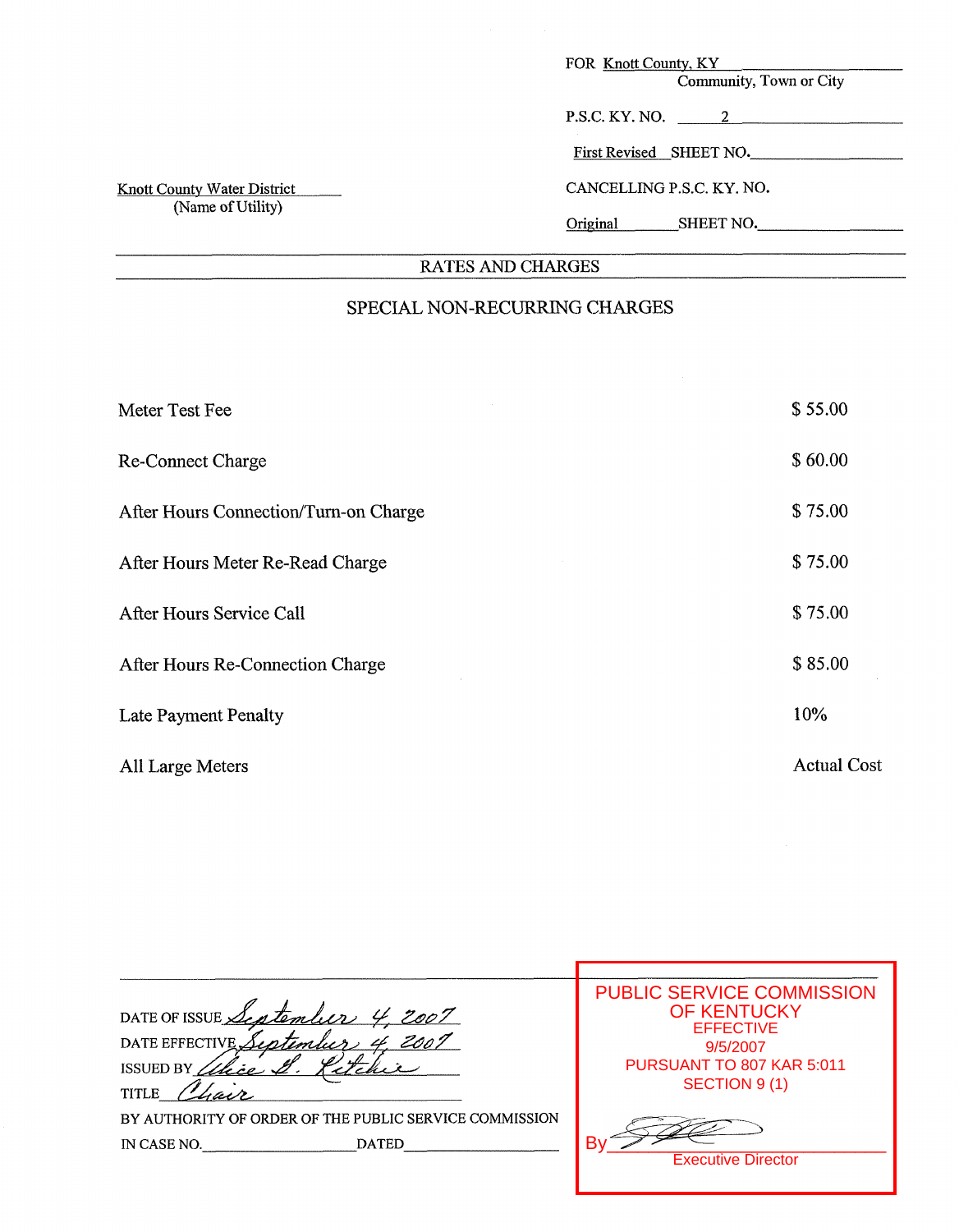FOR Knott County, KY
Community, Town or City

P.S.C. KY. NO. 2

First Revised SHEET NO.

CANCELLING P.S.C. KY. NO.

Original SHEET NO.

Knott County Water District
(Name of Utility)

## RATES AND CHARGES

### SPECIAL NON-RECURRING CHARGES

| | |
|---|---|
| Meter Test Fee | $ 55.00 |
| Re-Connect Charge | $ 60.00 |
| After Hours Connection/Turn-on Charge | $ 75.00 |
| After Hours Meter Re-Read Charge | $ 75.00 |
| After Hours Service Call | $ 75.00 |
| After Hours Re-Connection Charge | $ 85.00 |
| Late Payment Penalty | 10% |
| All Large Meters | Actual Cost |

DATE OF ISSUE *September 4, 2007*

DATE EFFECTIVE *September 4, 2007*

ISSUED BY *Alice S. Ketchie*

TITLE *Chair*

BY AUTHORITY OF ORDER OF THE PUBLIC SERVICE COMMISSION

IN CASE NO. ______ DATED ______

PUBLIC SERVICE COMMISSION
OF KENTUCKY
EFFECTIVE
9/5/2007
PURSUANT TO 807 KAR 5:011
SECTION 9 (1)

By ______
Executive Director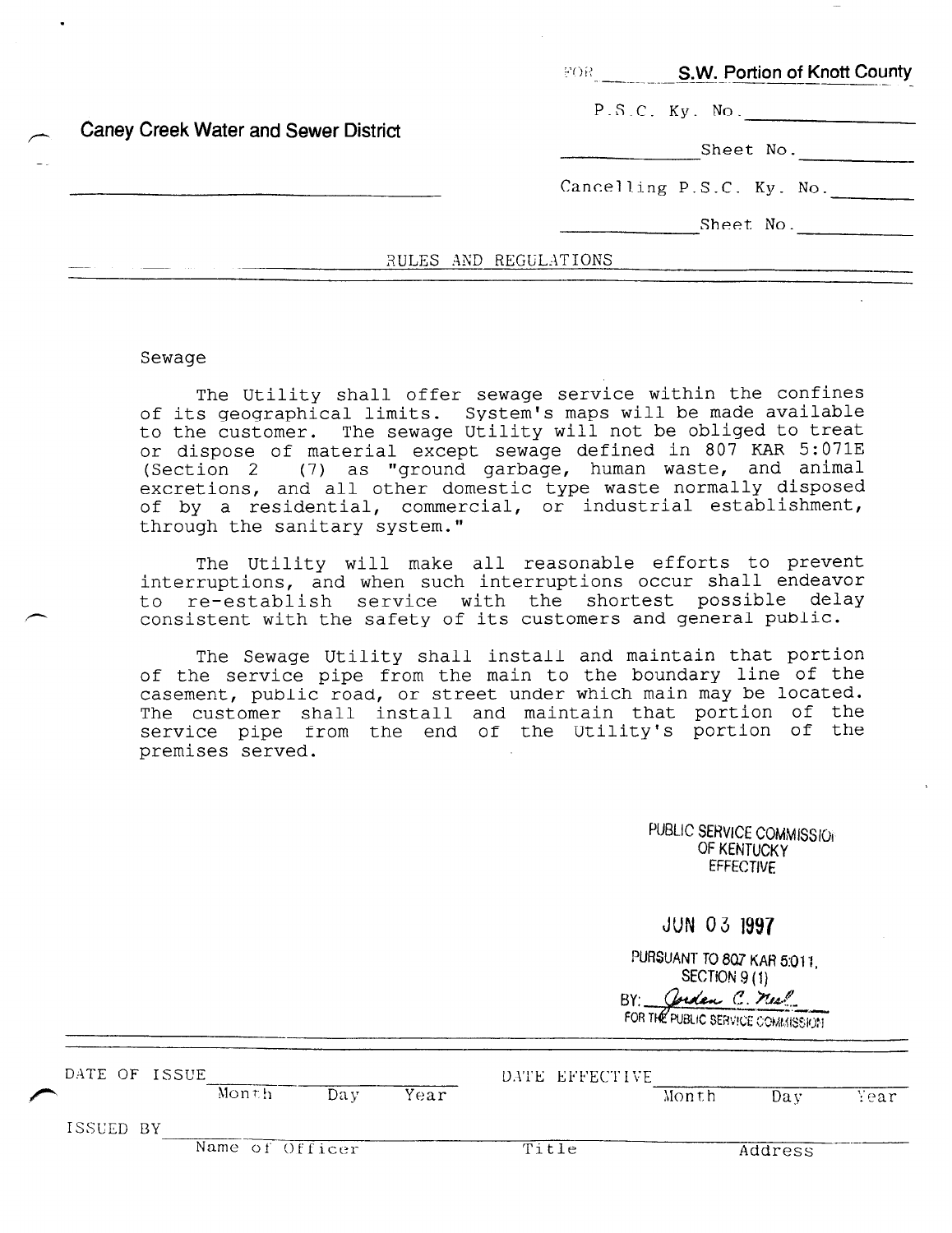Caney Creek Water and Sewer District

FOR S.W. Portion of Knott County

P.S.C. Ky. No. ______

______ Sheet No. ______

Cancelling P.S.C. Ky. No. ______

______ Sheet No. ______

RULES AND REGULATIONS

Sewage

The Utility shall offer sewage service within the confines of its geographical limits. System's maps will be made available to the customer. The sewage Utility will not be obliged to treat or dispose of material except sewage defined in 807 KAR 5:071E (Section 2 (7) as "ground garbage, human waste, and animal excretions, and all other domestic type waste normally disposed of by a residential, commercial, or industrial establishment, through the sanitary system."

The Utility will make all reasonable efforts to prevent interruptions, and when such interruptions occur shall endeavor to re-establish service with the shortest possible delay consistent with the safety of its customers and general public.

The Sewage Utility shall install and maintain that portion of the service pipe from the main to the boundary line of the casement, public road, or street under which main may be located. The customer shall install and maintain that portion of the service pipe from the end of the Utility's portion of the premises served.

PUBLIC SERVICE COMMISSION
OF KENTUCKY
EFFECTIVE

JUN 03 1997

PURSUANT TO 807 KAR 5:011,
SECTION 9 (1)
BY: Jordan C. Neel
FOR THE PUBLIC SERVICE COMMISSION

DATE OF ISSUE ______ (Month Day Year) DATE EFFECTIVE ______ (Month Day Year)

ISSUED BY ______ (Name of Officer, Title, Address)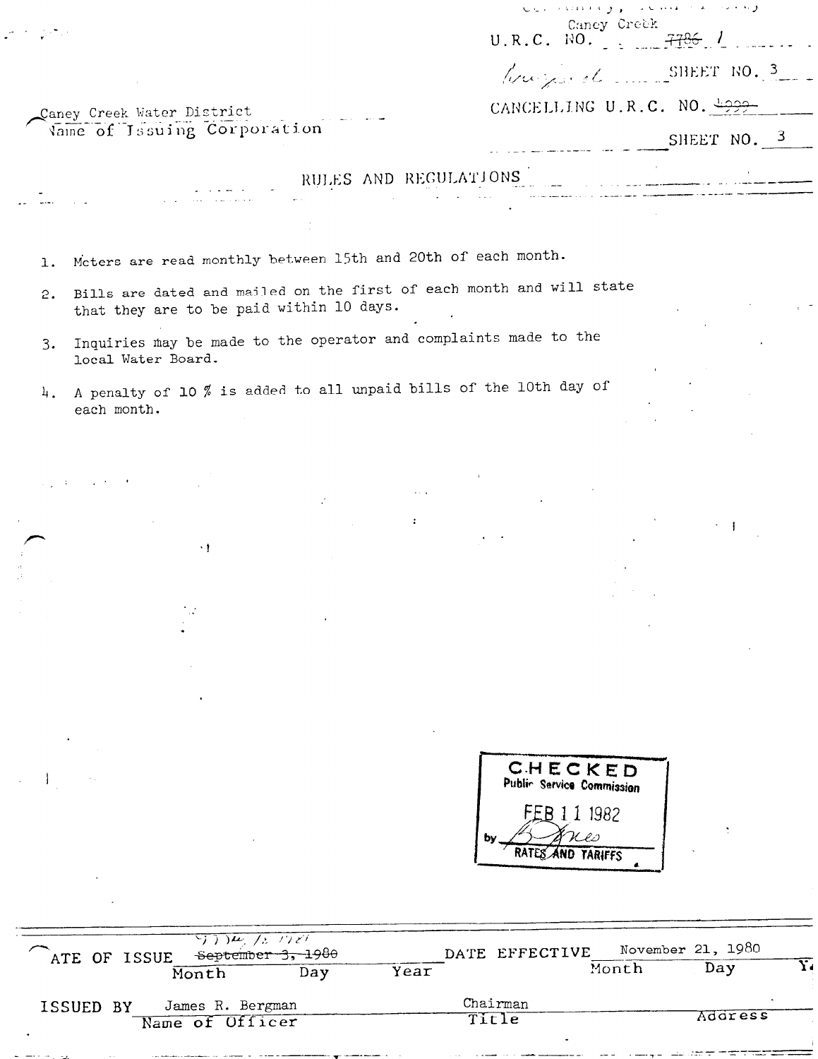Caney Creek

U.R.C. NO. ~~7786~~ 1

Original SHEET NO. 3

Caney Creek Water District
Name of Issuing Corporation

CANCELLING U.R.C. NO. ~~4229~~

SHEET NO. 3

RULES AND REGULATIONS

1. Meters are read monthly between 15th and 20th of each month.
2. Bills are dated and mailed on the first of each month and will state that they are to be paid within 10 days.
3. Inquiries may be made to the operator and complaints made to the local Water Board.
4. A penalty of 10 % is added to all unpaid bills of the 10th day of each month.

CHECKED
Public Service Commission
FEB 11 1982
by
RATES AND TARIFFS

DATE OF ISSUE ~~September 3, 1980~~ Month Day Year — DATE EFFECTIVE November 21, 1980 Month Day Year

ISSUED BY James R. Bergman (Name of Officer) — Chairman (Title) — Address